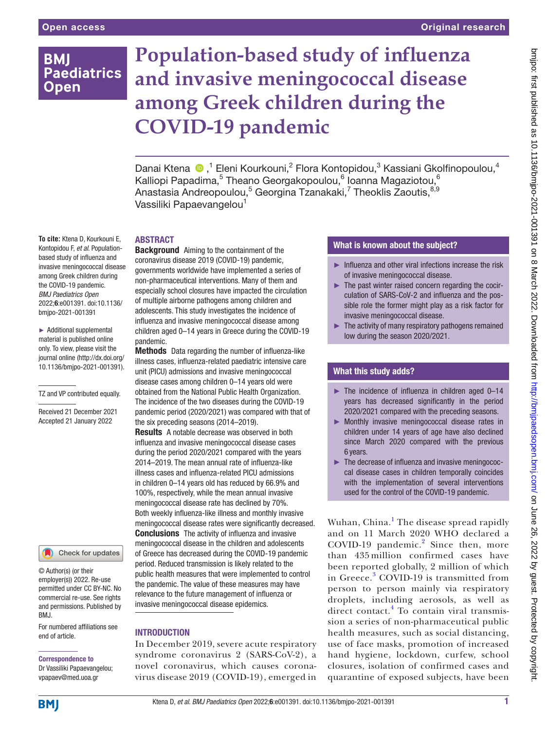# Population-based study of influenza and invasive meningococcal disease among Greek children during the COVID-19 pandemic

Danai Ktena,[1] Eleni Kourkouni,[2] Flora Kontopidou,[3] Kassiani Gkolfinopoulou,[4] Kalliopi Papadima,[5] Theano Georgakopoulou,[6] Ioanna Magaziotou,[6] Anastasia Andreopoulou,[5] Georgina Tzanakaki,[7] Theoklis Zaoutis,[8,9] Vassiliki Papaevangelou[1]

**To cite:** Ktena D, Kourkouni E, Kontopidou F, *et al*. Population-based study of influenza and invasive meningococcal disease among Greek children during the COVID-19 pandemic. *BMJ Paediatrics Open* 2022;**6**:e001391. doi:10.1136/bmjpo-2021-001391

► Additional supplemental material is published online only. To view, please visit the journal online (http://dx.doi.org/10.1136/bmjpo-2021-001391).

TZ and VP contributed equally.

Received 21 December 2021
Accepted 21 January 2022

© Author(s) (or their employer(s)) 2022. Re-use permitted under CC BY-NC. No commercial re-use. See rights and permissions. Published by BMJ.

For numbered affiliations see end of article.

**Correspondence to**
Dr Vassiliki Papaevangelou; vpapaev@med.uoa.gr

## ABSTRACT

**Background** Aiming to the containment of the coronavirus disease 2019 (COVID-19) pandemic, governments worldwide have implemented a series of non-pharmaceutical interventions. Many of them and especially school closures have impacted the circulation of multiple airborne pathogens among children and adolescents. This study investigates the incidence of influenza and invasive meningococcal disease among children aged 0–14 years in Greece during the COVID-19 pandemic.

**Methods** Data regarding the number of influenza-like illness cases, influenza-related paediatric intensive care unit (PICU) admissions and invasive meningococcal disease cases among children 0–14 years old were obtained from the National Public Health Organization. The incidence of the two diseases during the COVID-19 pandemic period (2020/2021) was compared with that of the six preceding seasons (2014–2019).

**Results** A notable decrease was observed in both influenza and invasive meningococcal disease cases during the period 2020/2021 compared with the years 2014–2019. The mean annual rate of influenza-like illness cases and influenza-related PICU admissions in children 0–14 years old has reduced by 66.9% and 100%, respectively, while the mean annual invasive meningococcal disease rate has declined by 70%. Both weekly influenza-like illness and monthly invasive meningococcal disease rates were significantly decreased.

**Conclusions** The activity of influenza and invasive meningococcal disease in the children and adolescents of Greece has decreased during the COVID-19 pandemic period. Reduced transmission is likely related to the public health measures that were implemented to control the pandemic. The value of these measures may have relevance to the future management of influenza or invasive meningococcal disease epidemics.

### What is known about the subject?

- ► Influenza and other viral infections increase the risk of invasive meningococcal disease.
- ► The past winter raised concern regarding the cocirculation of SARS-CoV-2 and influenza and the possible role the former might play as a risk factor for invasive meningococcal disease.
- ► The activity of many respiratory pathogens remained low during the season 2020/2021.

### What this study adds?

- ► The incidence of influenza in children aged 0–14 years has decreased significantly in the period 2020/2021 compared with the preceding seasons.
- ► Monthly invasive meningococcal disease rates in children under 14 years of age have also declined since March 2020 compared with the previous 6 years.
- ► The decrease of influenza and invasive meningococcal disease cases in children temporally coincides with the implementation of several interventions used for the control of the COVID-19 pandemic.

## INTRODUCTION

In December 2019, severe acute respiratory syndrome coronavirus 2 (SARS-CoV-2), a novel coronavirus, which causes coronavirus disease 2019 (COVID-19), emerged in Wuhan, China.[1] The disease spread rapidly and on 11 March 2020 WHO declared a COVID-19 pandemic.[2] Since then, more than 435 million confirmed cases have been reported globally, 2 million of which in Greece.[3] COVID-19 is transmitted from person to person mainly via respiratory droplets, including aerosols, as well as direct contact.[4] To contain viral transmission a series of non-pharmaceutical public health measures, such as social distancing, use of face masks, promotion of increased hand hygiene, lockdown, curfew, school closures, isolation of confirmed cases and quarantine of exposed subjects, have been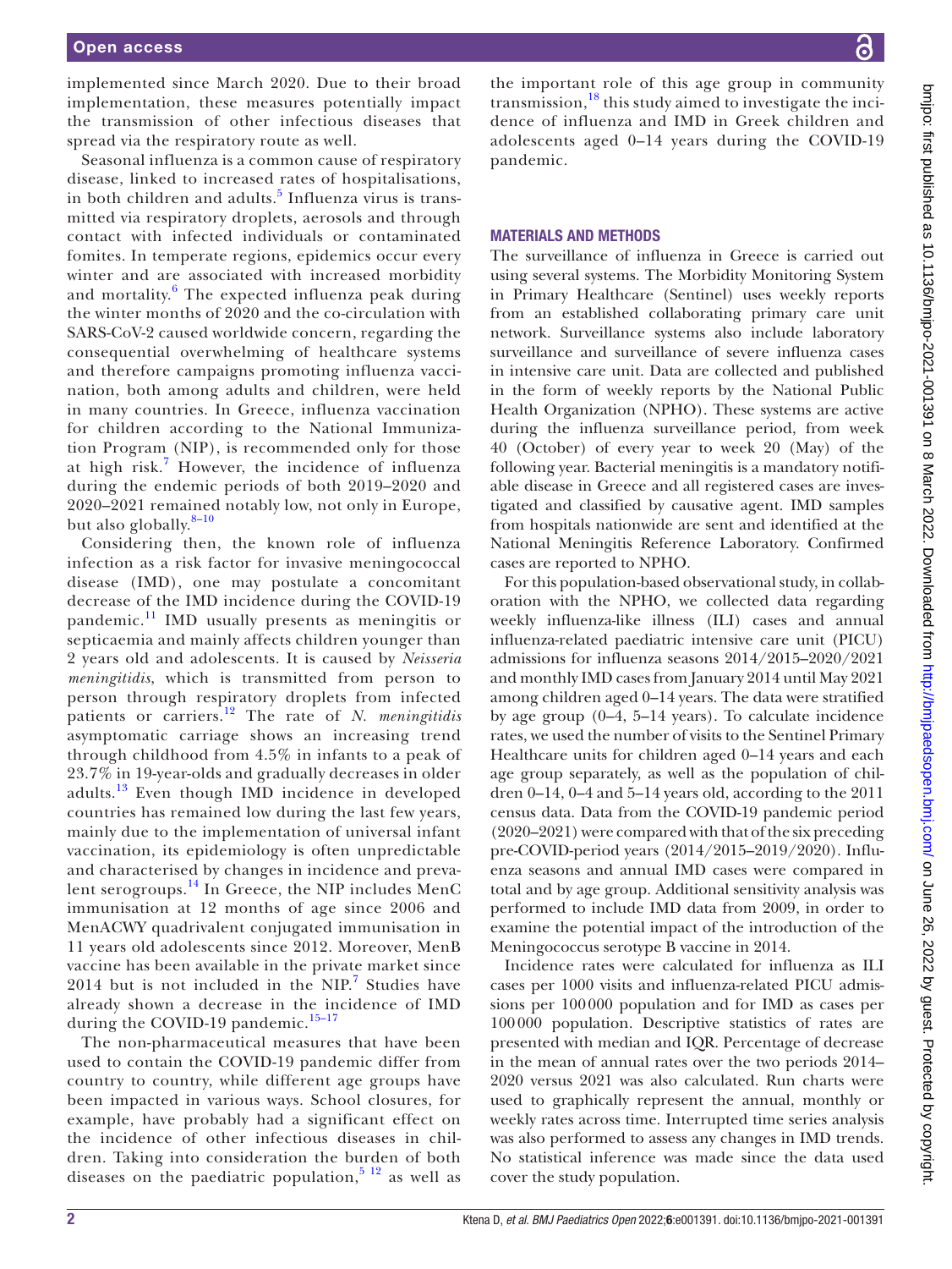implemented since March 2020. Due to their broad implementation, these measures potentially impact the transmission of other infectious diseases that spread via the respiratory route as well.

Seasonal influenza is a common cause of respiratory disease, linked to increased rates of hospitalisations, in both children and adults.[5] Influenza virus is transmitted via respiratory droplets, aerosols and through contact with infected individuals or contaminated fomites. In temperate regions, epidemics occur every winter and are associated with increased morbidity and mortality.[6] The expected influenza peak during the winter months of 2020 and the co-circulation with SARS-CoV-2 caused worldwide concern, regarding the consequential overwhelming of healthcare systems and therefore campaigns promoting influenza vaccination, both among adults and children, were held in many countries. In Greece, influenza vaccination for children according to the National Immunization Program (NIP), is recommended only for those at high risk.[7] However, the incidence of influenza during the endemic periods of both 2019–2020 and 2020–2021 remained notably low, not only in Europe, but also globally.[8–10]

Considering then, the known role of influenza infection as a risk factor for invasive meningococcal disease (IMD), one may postulate a concomitant decrease of the IMD incidence during the COVID-19 pandemic.[11] IMD usually presents as meningitis or septicaemia and mainly affects children younger than 2 years old and adolescents. It is caused by *Neisseria meningitidis*, which is transmitted from person to person through respiratory droplets from infected patients or carriers.[12] The rate of *N. meningitidis* asymptomatic carriage shows an increasing trend through childhood from 4.5% in infants to a peak of 23.7% in 19-year-olds and gradually decreases in older adults.[13] Even though IMD incidence in developed countries has remained low during the last few years, mainly due to the implementation of universal infant vaccination, its epidemiology is often unpredictable and characterised by changes in incidence and prevalent serogroups.[14] In Greece, the NIP includes MenC immunisation at 12 months of age since 2006 and MenACWY quadrivalent conjugated immunisation in 11 years old adolescents since 2012. Moreover, MenB vaccine has been available in the private market since 2014 but is not included in the NIP.[7] Studies have already shown a decrease in the incidence of IMD during the COVID-19 pandemic.[15–17]

The non-pharmaceutical measures that have been used to contain the COVID-19 pandemic differ from country to country, while different age groups have been impacted in various ways. School closures, for example, have probably had a significant effect on the incidence of other infectious diseases in children. Taking into consideration the burden of both diseases on the paediatric population,[5,12] as well as the important role of this age group in community transmission,[18] this study aimed to investigate the incidence of influenza and IMD in Greek children and adolescents aged 0–14 years during the COVID-19 pandemic.

## MATERIALS AND METHODS

The surveillance of influenza in Greece is carried out using several systems. The Morbidity Monitoring System in Primary Healthcare (Sentinel) uses weekly reports from an established collaborating primary care unit network. Surveillance systems also include laboratory surveillance and surveillance of severe influenza cases in intensive care unit. Data are collected and published in the form of weekly reports by the National Public Health Organization (NPHO). These systems are active during the influenza surveillance period, from week 40 (October) of every year to week 20 (May) of the following year. Bacterial meningitis is a mandatory notifiable disease in Greece and all registered cases are investigated and classified by causative agent. IMD samples from hospitals nationwide are sent and identified at the National Meningitis Reference Laboratory. Confirmed cases are reported to NPHO.

For this population-based observational study, in collaboration with the NPHO, we collected data regarding weekly influenza-like illness (ILI) cases and annual influenza-related paediatric intensive care unit (PICU) admissions for influenza seasons 2014/2015–2020/2021 and monthly IMD cases from January 2014 until May 2021 among children aged 0–14 years. The data were stratified by age group (0–4, 5–14 years). To calculate incidence rates, we used the number of visits to the Sentinel Primary Healthcare units for children aged 0–14 years and each age group separately, as well as the population of children 0–14, 0–4 and 5–14 years old, according to the 2011 census data. Data from the COVID-19 pandemic period (2020–2021) were compared with that of the six preceding pre-COVID-period years (2014/2015–2019/2020). Influenza seasons and annual IMD cases were compared in total and by age group. Additional sensitivity analysis was performed to include IMD data from 2009, in order to examine the potential impact of the introduction of the Meningococcus serotype B vaccine in 2014.

Incidence rates were calculated for influenza as ILI cases per 1000 visits and influenza-related PICU admissions per 100 000 population and for IMD as cases per 100 000 population. Descriptive statistics of rates are presented with median and IQR. Percentage of decrease in the mean of annual rates over the two periods 2014–2020 versus 2021 was also calculated. Run charts were used to graphically represent the annual, monthly or weekly rates across time. Interrupted time series analysis was also performed to assess any changes in IMD trends. No statistical inference was made since the data used cover the study population.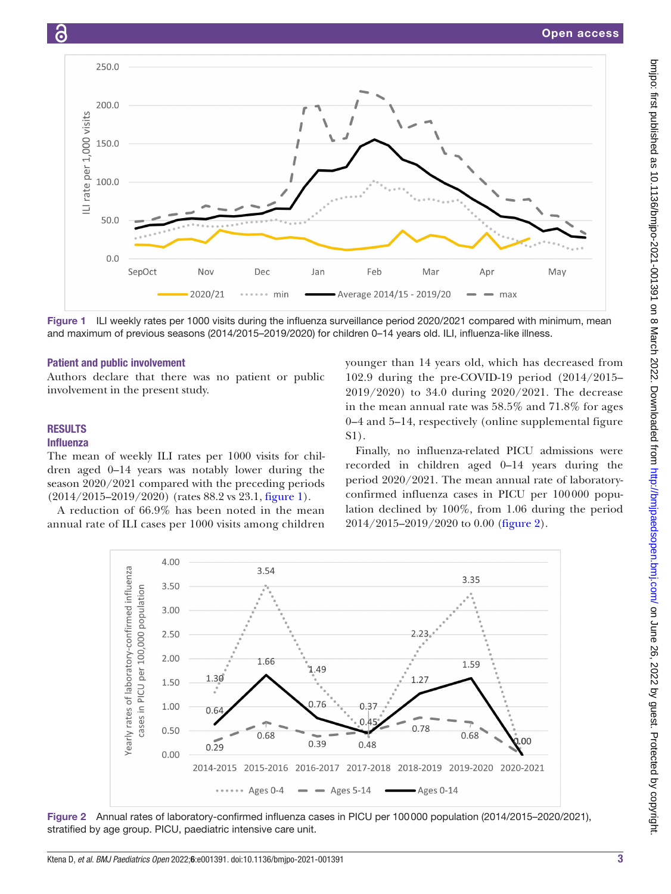Figure 1 ILI weekly rates per 1000 visits during the influenza surveillance period 2020/2021 compared with minimum, mean and maximum of previous seasons (2014/2015–2019/2020) for children 0–14 years old. ILI, influenza-like illness.

## Patient and public involvement

Authors declare that there was no patient or public involvement in the present study.

## RESULTS

### Influenza

The mean of weekly ILI rates per 1000 visits for children aged 0–14 years was notably lower during the season 2020/2021 compared with the preceding periods (2014/2015–2019/2020) (rates 88.2 vs 23.1, figure 1).

A reduction of 66.9% has been noted in the mean annual rate of ILI cases per 1000 visits among children younger than 14 years old, which has decreased from 102.9 during the pre-COVID-19 period (2014/2015–2019/2020) to 34.0 during 2020/2021. The decrease in the mean annual rate was 58.5% and 71.8% for ages 0–4 and 5–14, respectively (online supplemental figure S1).

Finally, no influenza-related PICU admissions were recorded in children aged 0–14 years during the period 2020/2021. The mean annual rate of laboratory-confirmed influenza cases in PICU per 100 000 population declined by 100%, from 1.06 during the period 2014/2015–2019/2020 to 0.00 (figure 2).

Figure 2 Annual rates of laboratory-confirmed influenza cases in PICU per 100 000 population (2014/2015–2020/2021), stratified by age group. PICU, paediatric intensive care unit.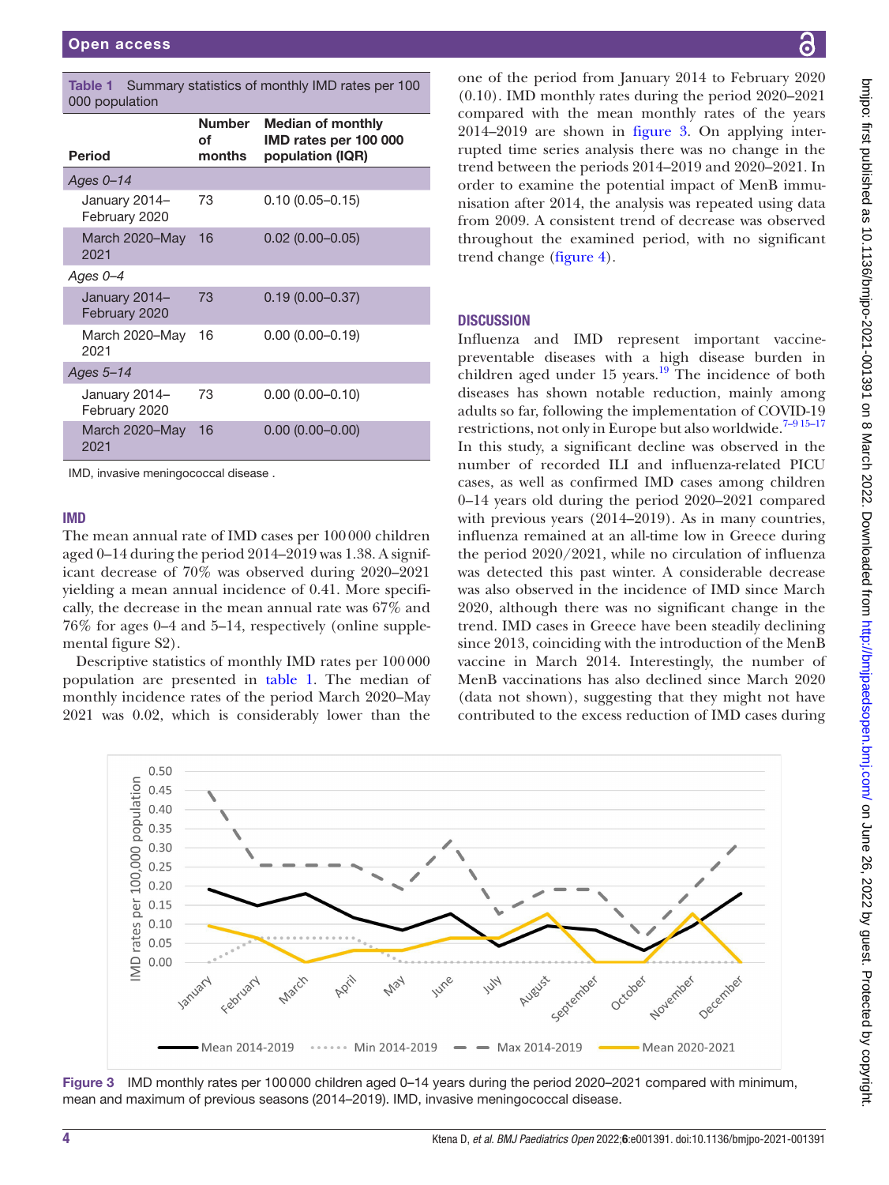**Table 1** Summary statistics of monthly IMD rates per 100 000 population

| Period | Number of months | Median of monthly IMD rates per 100 000 population (IQR) |
|---|---|---|
| *Ages 0–14* | | |
| January 2014–February 2020 | 73 | 0.10 (0.05–0.15) |
| March 2020–May 2021 | 16 | 0.02 (0.00–0.05) |
| *Ages 0–4* | | |
| January 2014–February 2020 | 73 | 0.19 (0.00–0.37) |
| March 2020–May 2021 | 16 | 0.00 (0.00–0.19) |
| *Ages 5–14* | | |
| January 2014–February 2020 | 73 | 0.00 (0.00–0.10) |
| March 2020–May 2021 | 16 | 0.00 (0.00–0.00) |

IMD, invasive meningococcal disease .

## IMD

The mean annual rate of IMD cases per 100 000 children aged 0–14 during the period 2014–2019 was 1.38. A significant decrease of 70% was observed during 2020–2021 yielding a mean annual incidence of 0.41. More specifically, the decrease in the mean annual rate was 67% and 76% for ages 0–4 and 5–14, respectively (online supplemental figure S2).

Descriptive statistics of monthly IMD rates per 100 000 population are presented in table 1. The median of monthly incidence rates of the period March 2020–May 2021 was 0.02, which is considerably lower than the one of the period from January 2014 to February 2020 (0.10). IMD monthly rates during the period 2020–2021 compared with the mean monthly rates of the years 2014–2019 are shown in figure 3. On applying interrupted time series analysis there was no change in the trend between the periods 2014–2019 and 2020–2021. In order to examine the potential impact of MenB immunisation after 2014, the analysis was repeated using data from 2009. A consistent trend of decrease was observed throughout the examined period, with no significant trend change (figure 4).

## DISCUSSION

Influenza and IMD represent important vaccine-preventable diseases with a high disease burden in children aged under 15 years.[19] The incidence of both diseases has shown notable reduction, mainly among adults so far, following the implementation of COVID-19 restrictions, not only in Europe but also worldwide.[7–9 15–17] In this study, a significant decline was observed in the number of recorded ILI and influenza-related PICU cases, as well as confirmed IMD cases among children 0–14 years old during the period 2020–2021 compared with previous years (2014–2019). As in many countries, influenza remained at an all-time low in Greece during the period 2020/2021, while no circulation of influenza was detected this past winter. A considerable decrease was also observed in the incidence of IMD since March 2020, although there was no significant change in the trend. IMD cases in Greece have been steadily declining since 2013, coinciding with the introduction of the MenB vaccine in March 2014. Interestingly, the number of MenB vaccinations has also declined since March 2020 (data not shown), suggesting that they might not have contributed to the excess reduction of IMD cases during

**Figure 3** IMD monthly rates per 100 000 children aged 0–14 years during the period 2020–2021 compared with minimum, mean and maximum of previous seasons (2014–2019). IMD, invasive meningococcal disease.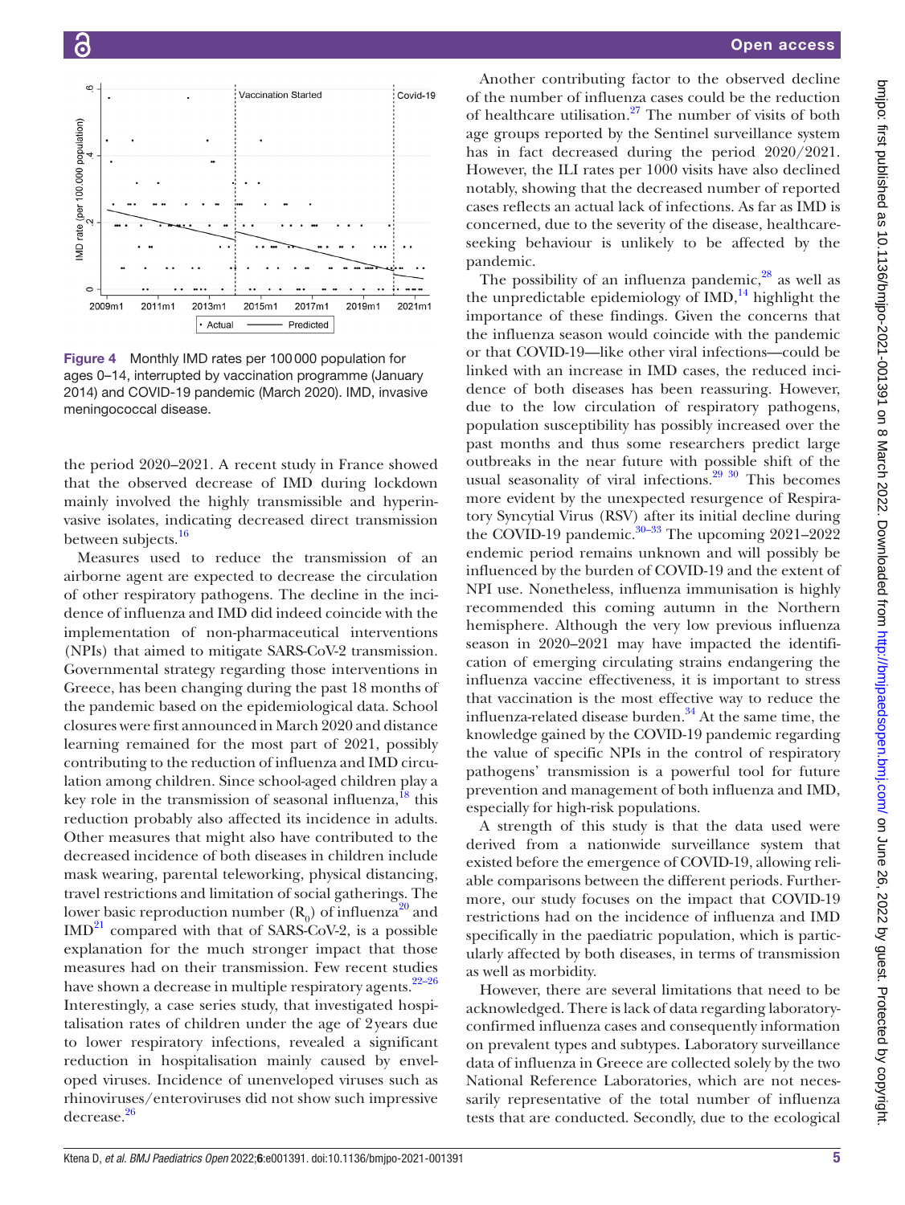Figure 4 Monthly IMD rates per 100 000 population for ages 0–14, interrupted by vaccination programme (January 2014) and COVID-19 pandemic (March 2020). IMD, invasive meningococcal disease.

the period 2020–2021. A recent study in France showed that the observed decrease of IMD during lockdown mainly involved the highly transmissible and hyperinvasive isolates, indicating decreased direct transmission between subjects.[16]

Measures used to reduce the transmission of an airborne agent are expected to decrease the circulation of other respiratory pathogens. The decline in the incidence of influenza and IMD did indeed coincide with the implementation of non-pharmaceutical interventions (NPIs) that aimed to mitigate SARS-CoV-2 transmission. Governmental strategy regarding those interventions in Greece, has been changing during the past 18 months of the pandemic based on the epidemiological data. School closures were first announced in March 2020 and distance learning remained for the most part of 2021, possibly contributing to the reduction of influenza and IMD circulation among children. Since school-aged children play a key role in the transmission of seasonal influenza,[18] this reduction probably also affected its incidence in adults. Other measures that might also have contributed to the decreased incidence of both diseases in children include mask wearing, parental teleworking, physical distancing, travel restrictions and limitation of social gatherings. The lower basic reproduction number ($R_0$) of influenza[20] and IMD[21] compared with that of SARS-CoV-2, is a possible explanation for the much stronger impact that those measures had on their transmission. Few recent studies have shown a decrease in multiple respiratory agents.[22–26] Interestingly, a case series study, that investigated hospitalisation rates of children under the age of 2 years due to lower respiratory infections, revealed a significant reduction in hospitalisation mainly caused by enveloped viruses. Incidence of unenveloped viruses such as rhinoviruses/enteroviruses did not show such impressive decrease.[26]

Another contributing factor to the observed decline of the number of influenza cases could be the reduction of healthcare utilisation.[27] The number of visits of both age groups reported by the Sentinel surveillance system has in fact decreased during the period 2020/2021. However, the ILI rates per 1000 visits have also declined notably, showing that the decreased number of reported cases reflects an actual lack of infections. As far as IMD is concerned, due to the severity of the disease, healthcare-seeking behaviour is unlikely to be affected by the pandemic.

The possibility of an influenza pandemic,[28] as well as the unpredictable epidemiology of IMD,[14] highlight the importance of these findings. Given the concerns that the influenza season would coincide with the pandemic or that COVID-19—like other viral infections—could be linked with an increase in IMD cases, the reduced incidence of both diseases has been reassuring. However, due to the low circulation of respiratory pathogens, population susceptibility has possibly increased over the past months and thus some researchers predict large outbreaks in the near future with possible shift of the usual seasonality of viral infections.[29 30] This becomes more evident by the unexpected resurgence of Respiratory Syncytial Virus (RSV) after its initial decline during the COVID-19 pandemic.[30–33] The upcoming 2021–2022 endemic period remains unknown and will possibly be influenced by the burden of COVID-19 and the extent of NPI use. Nonetheless, influenza immunisation is highly recommended this coming autumn in the Northern hemisphere. Although the very low previous influenza season in 2020–2021 may have impacted the identification of emerging circulating strains endangering the influenza vaccine effectiveness, it is important to stress that vaccination is the most effective way to reduce the influenza-related disease burden.[34] At the same time, the knowledge gained by the COVID-19 pandemic regarding the value of specific NPIs in the control of respiratory pathogens' transmission is a powerful tool for future prevention and management of both influenza and IMD, especially for high-risk populations.

A strength of this study is that the data used were derived from a nationwide surveillance system that existed before the emergence of COVID-19, allowing reliable comparisons between the different periods. Furthermore, our study focuses on the impact that COVID-19 restrictions had on the incidence of influenza and IMD specifically in the paediatric population, which is particularly affected by both diseases, in terms of transmission as well as morbidity.

However, there are several limitations that need to be acknowledged. There is lack of data regarding laboratory-confirmed influenza cases and consequently information on prevalent types and subtypes. Laboratory surveillance data of influenza in Greece are collected solely by the two National Reference Laboratories, which are not necessarily representative of the total number of influenza tests that are conducted. Secondly, due to the ecological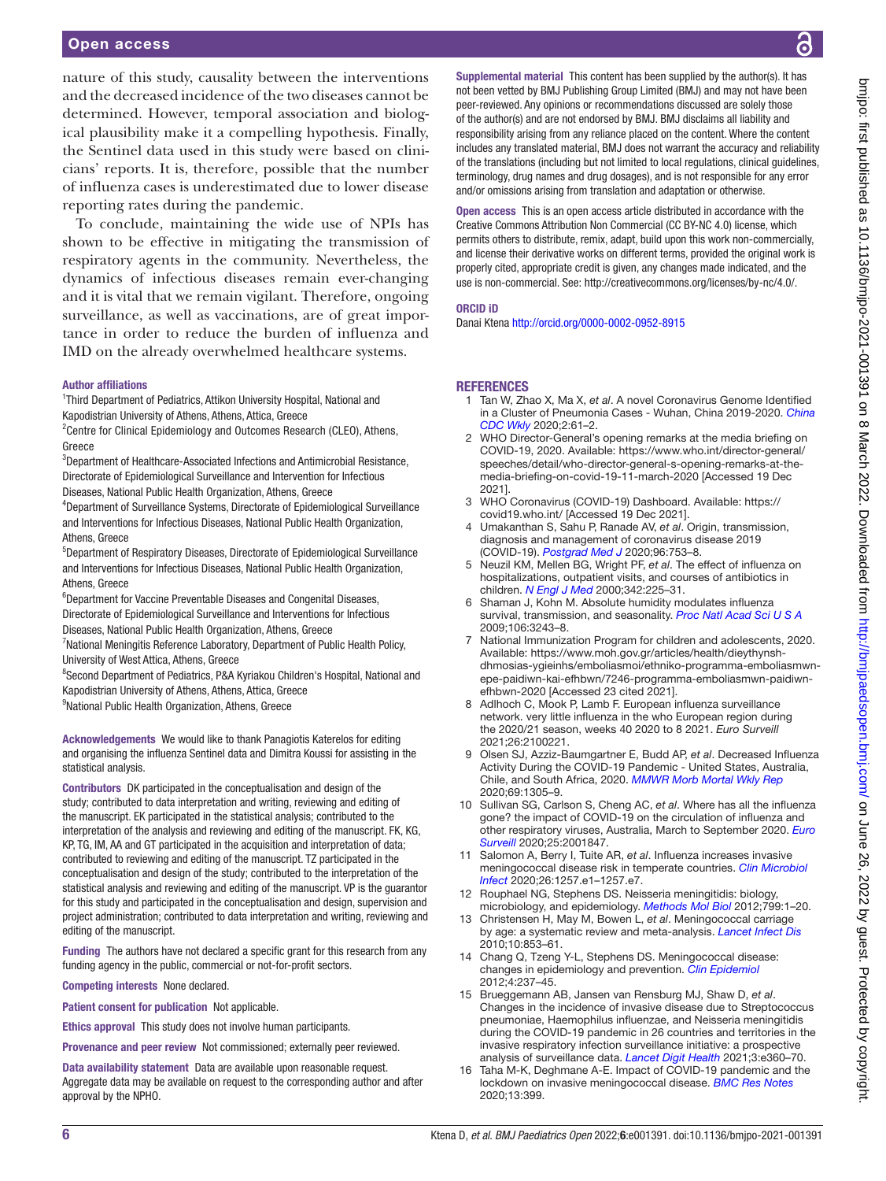nature of this study, causality between the interventions and the decreased incidence of the two diseases cannot be determined. However, temporal association and biological plausibility make it a compelling hypothesis. Finally, the Sentinel data used in this study were based on clinicians' reports. It is, therefore, possible that the number of influenza cases is underestimated due to lower disease reporting rates during the pandemic.

To conclude, maintaining the wide use of NPIs has shown to be effective in mitigating the transmission of respiratory agents in the community. Nevertheless, the dynamics of infectious diseases remain ever-changing and it is vital that we remain vigilant. Therefore, ongoing surveillance, as well as vaccinations, are of great importance in order to reduce the burden of influenza and IMD on the already overwhelmed healthcare systems.

**Author affiliations**

[1]Third Department of Pediatrics, Attikon University Hospital, National and Kapodistrian University of Athens, Athens, Attica, Greece
[2]Centre for Clinical Epidemiology and Outcomes Research (CLEO), Athens, Greece
[3]Department of Healthcare-Associated Infections and Antimicrobial Resistance, Directorate of Epidemiological Surveillance and Intervention for Infectious Diseases, National Public Health Organization, Athens, Greece
[4]Department of Surveillance Systems, Directorate of Epidemiological Surveillance and Interventions for Infectious Diseases, National Public Health Organization, Athens, Greece
[5]Department of Respiratory Diseases, Directorate of Epidemiological Surveillance and Interventions for Infectious Diseases, National Public Health Organization, Athens, Greece
[6]Department for Vaccine Preventable Diseases and Congenital Diseases, Directorate of Epidemiological Surveillance and Interventions for Infectious Diseases, National Public Health Organization, Athens, Greece
[7]National Meningitis Reference Laboratory, Department of Public Health Policy, University of West Attica, Athens, Greece
[8]Second Department of Pediatrics, P&A Kyriakou Children's Hospital, National and Kapodistrian University of Athens, Athens, Attica, Greece
[9]National Public Health Organization, Athens, Greece

**Acknowledgements** We would like to thank Panagiotis Katerelos for editing and organising the influenza Sentinel data and Dimitra Koussi for assisting in the statistical analysis.

**Contributors** DK participated in the conceptualisation and design of the study; contributed to data interpretation and writing, reviewing and editing of the manuscript. EK participated in the statistical analysis; contributed to the interpretation of the analysis and reviewing and editing of the manuscript. FK, KG, KP, TG, IM, AA and GT participated in the acquisition and interpretation of data; contributed to reviewing and editing of the manuscript. TZ participated in the conceptualisation and design of the study; contributed to the interpretation of the statistical analysis and reviewing and editing of the manuscript. VP is the guarantor for this study and participated in the conceptualisation and design, supervision and project administration; contributed to data interpretation and writing, reviewing and editing of the manuscript.

**Funding** The authors have not declared a specific grant for this research from any funding agency in the public, commercial or not-for-profit sectors.

**Competing interests** None declared.

**Patient consent for publication** Not applicable.

**Ethics approval** This study does not involve human participants.

**Provenance and peer review** Not commissioned; externally peer reviewed.

**Data availability statement** Data are available upon reasonable request. Aggregate data may be available on request to the corresponding author and after approval by the NPHO.

**Supplemental material** This content has been supplied by the author(s). It has not been vetted by BMJ Publishing Group Limited (BMJ) and may not have been peer-reviewed. Any opinions or recommendations discussed are solely those of the author(s) and are not endorsed by BMJ. BMJ disclaims all liability and responsibility arising from any reliance placed on the content. Where the content includes any translated material, BMJ does not warrant the accuracy and reliability of the translations (including but not limited to local regulations, clinical guidelines, terminology, drug names and drug dosages), and is not responsible for any error and/or omissions arising from translation and adaptation or otherwise.

**Open access** This is an open access article distributed in accordance with the Creative Commons Attribution Non Commercial (CC BY-NC 4.0) license, which permits others to distribute, remix, adapt, build upon this work non-commercially, and license their derivative works on different terms, provided the original work is properly cited, appropriate credit is given, any changes made indicated, and the use is non-commercial. See: http://creativecommons.org/licenses/by-nc/4.0/.

**ORCID iD**

Danai Ktena http://orcid.org/0000-0002-0952-8915

## REFERENCES

1. Tan W, Zhao X, Ma X, *et al*. A novel Coronavirus Genome Identified in a Cluster of Pneumonia Cases - Wuhan, China 2019-2020. *China CDC Wkly* 2020;2:61–2.
2. WHO Director-General's opening remarks at the media briefing on COVID-19, 2020. Available: https://www.who.int/director-general/speeches/detail/who-director-general-s-opening-remarks-at-the-media-briefing-on-covid-19-11-march-2020 [Accessed 19 Dec 2021].
3. WHO Coronavirus (COVID-19) Dashboard. Available: https://covid19.who.int/ [Accessed 19 Dec 2021].
4. Umakanthan S, Sahu P, Ranade AV, *et al*. Origin, transmission, diagnosis and management of coronavirus disease 2019 (COVID-19). *Postgrad Med J* 2020;96:753–8.
5. Neuzil KM, Mellen BG, Wright PF, *et al*. The effect of influenza on hospitalizations, outpatient visits, and courses of antibiotics in children. *N Engl J Med* 2000;342:225–31.
6. Shaman J, Kohn M. Absolute humidity modulates influenza survival, transmission, and seasonality. *Proc Natl Acad Sci U S A* 2009;106:3243–8.
7. National Immunization Program for children and adolescents, 2020. Available: https://www.moh.gov.gr/articles/health/dieythynsh-dhmosias-ygieinhs/emboliasmoi/ethniko-programma-emboliasmwn-epe-paidiwn-kai-efhbwn/7246-programma-emboliasmwn-paidiwn-efhbwn-2020 [Accessed 23 cited 2021].
8. Adlhoch C, Mook P, Lamb F. European influenza surveillance network. very little influenza in the who European region during the 2020/21 season, weeks 40 2020 to 8 2021. *Euro Surveill* 2021;26:2100221.
9. Olsen SJ, Azziz-Baumgartner E, Budd AP, *et al*. Decreased Influenza Activity During the COVID-19 Pandemic - United States, Australia, Chile, and South Africa, 2020. *MMWR Morb Mortal Wkly Rep* 2020;69:1305–9.
10. Sullivan SG, Carlson S, Cheng AC, *et al*. Where has all the influenza gone? the impact of COVID-19 on the circulation of influenza and other respiratory viruses, Australia, March to September 2020. *Euro Surveill* 2020;25:2001847.
11. Salomon A, Berry I, Tuite AR, *et al*. Influenza increases invasive meningococcal disease risk in temperate countries. *Clin Microbiol Infect* 2020;26:1257.e1–1257.e7.
12. Rouphael NG, Stephens DS. Neisseria meningitidis: biology, microbiology, and epidemiology. *Methods Mol Biol* 2012;799:1–20.
13. Christensen H, May M, Bowen L, *et al*. Meningococcal carriage by age: a systematic review and meta-analysis. *Lancet Infect Dis* 2010;10:853–61.
14. Chang Q, Tzeng Y-L, Stephens DS. Meningococcal disease: changes in epidemiology and prevention. *Clin Epidemiol* 2012;4:237–45.
15. Brueggemann AB, Jansen van Rensburg MJ, Shaw D, *et al*. Changes in the incidence of invasive disease due to Streptococcus pneumoniae, Haemophilus influenzae, and Neisseria meningitidis during the COVID-19 pandemic in 26 countries and territories in the invasive respiratory infection surveillance initiative: a prospective analysis of surveillance data. *Lancet Digit Health* 2021;3:e360–70.
16. Taha M-K, Deghmane A-E. Impact of COVID-19 pandemic and the lockdown on invasive meningococcal disease. *BMC Res Notes* 2020;13:399.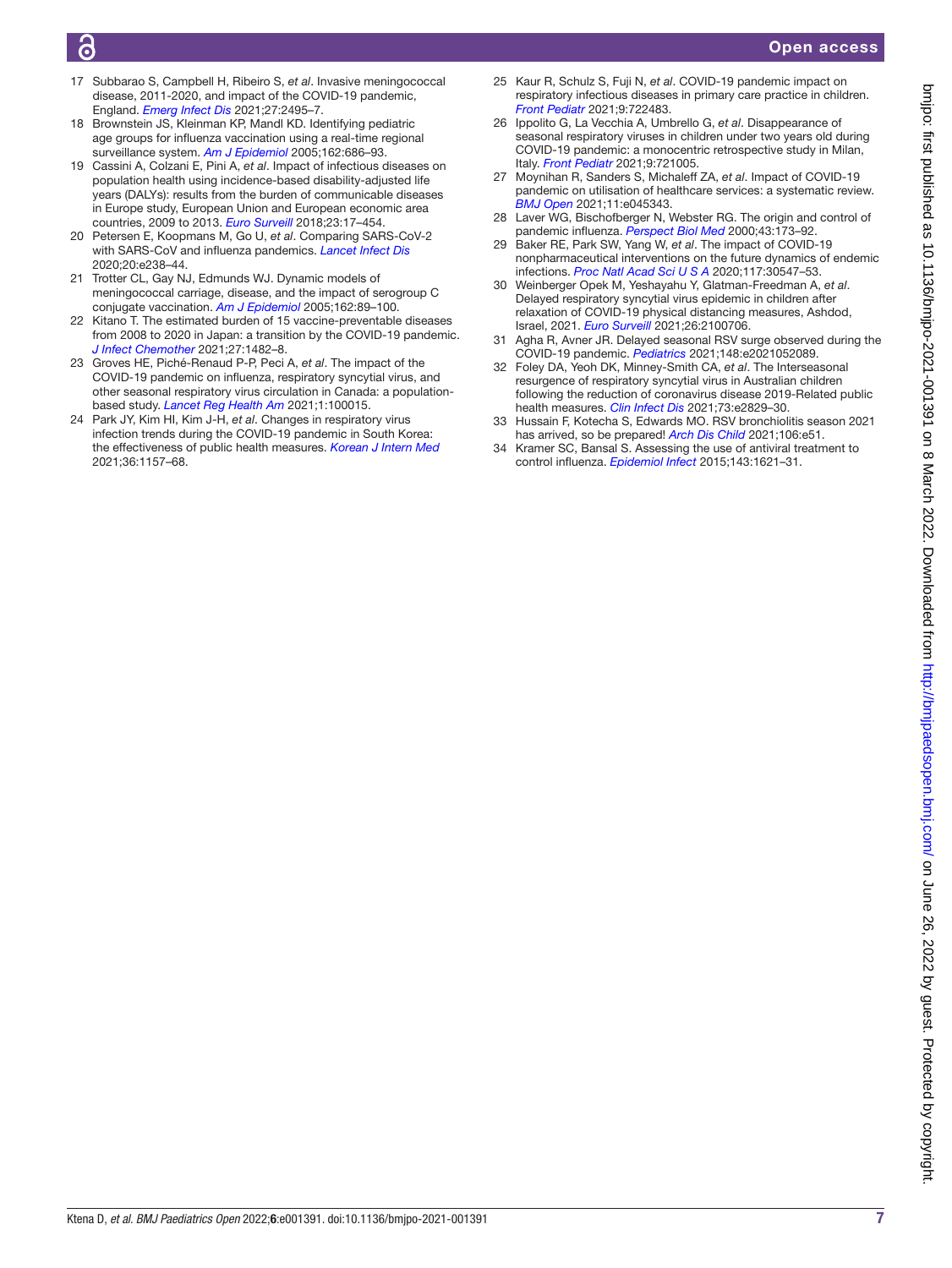17 Subbarao S, Campbell H, Ribeiro S, *et al*. Invasive meningococcal disease, 2011-2020, and impact of the COVID-19 pandemic, England. *Emerg Infect Dis* 2021;27:2495–7.
18 Brownstein JS, Kleinman KP, Mandl KD. Identifying pediatric age groups for influenza vaccination using a real-time regional surveillance system. *Am J Epidemiol* 2005;162:686–93.
19 Cassini A, Colzani E, Pini A, *et al*. Impact of infectious diseases on population health using incidence-based disability-adjusted life years (DALYs): results from the burden of communicable diseases in Europe study, European Union and European economic area countries, 2009 to 2013. *Euro Surveill* 2018;23:17–454.
20 Petersen E, Koopmans M, Go U, *et al*. Comparing SARS-CoV-2 with SARS-CoV and influenza pandemics. *Lancet Infect Dis* 2020;20:e238–44.
21 Trotter CL, Gay NJ, Edmunds WJ. Dynamic models of meningococcal carriage, disease, and the impact of serogroup C conjugate vaccination. *Am J Epidemiol* 2005;162:89–100.
22 Kitano T. The estimated burden of 15 vaccine-preventable diseases from 2008 to 2020 in Japan: a transition by the COVID-19 pandemic. *J Infect Chemother* 2021;27:1482–8.
23 Groves HE, Piché-Renaud P-P, Peci A, *et al*. The impact of the COVID-19 pandemic on influenza, respiratory syncytial virus, and other seasonal respiratory virus circulation in Canada: a population-based study. *Lancet Reg Health Am* 2021;1:100015.
24 Park JY, Kim HI, Kim J-H, *et al*. Changes in respiratory virus infection trends during the COVID-19 pandemic in South Korea: the effectiveness of public health measures. *Korean J Intern Med* 2021;36:1157–68.
25 Kaur R, Schulz S, Fuji N, *et al*. COVID-19 pandemic impact on respiratory infectious diseases in primary care practice in children. *Front Pediatr* 2021;9:722483.
26 Ippolito G, La Vecchia A, Umbrello G, *et al*. Disappearance of seasonal respiratory viruses in children under two years old during COVID-19 pandemic: a monocentric retrospective study in Milan, Italy. *Front Pediatr* 2021;9:721005.
27 Moynihan R, Sanders S, Michaleff ZA, *et al*. Impact of COVID-19 pandemic on utilisation of healthcare services: a systematic review. *BMJ Open* 2021;11:e045343.
28 Laver WG, Bischofberger N, Webster RG. The origin and control of pandemic influenza. *Perspect Biol Med* 2000;43:173–92.
29 Baker RE, Park SW, Yang W, *et al*. The impact of COVID-19 nonpharmaceutical interventions on the future dynamics of endemic infections. *Proc Natl Acad Sci U S A* 2020;117:30547–53.
30 Weinberger Opek M, Yeshayahu Y, Glatman-Freedman A, *et al*. Delayed respiratory syncytial virus epidemic in children after relaxation of COVID-19 physical distancing measures, Ashdod, Israel, 2021. *Euro Surveill* 2021;26:2100706.
31 Agha R, Avner JR. Delayed seasonal RSV surge observed during the COVID-19 pandemic. *Pediatrics* 2021;148:e2021052089.
32 Foley DA, Yeoh DK, Minney-Smith CA, *et al*. The Interseasonal resurgence of respiratory syncytial virus in Australian children following the reduction of coronavirus disease 2019-Related public health measures. *Clin Infect Dis* 2021;73:e2829–30.
33 Hussain F, Kotecha S, Edwards MO. RSV bronchiolitis season 2021 has arrived, so be prepared! *Arch Dis Child* 2021;106:e51.
34 Kramer SC, Bansal S. Assessing the use of antiviral treatment to control influenza. *Epidemiol Infect* 2015;143:1621–31.